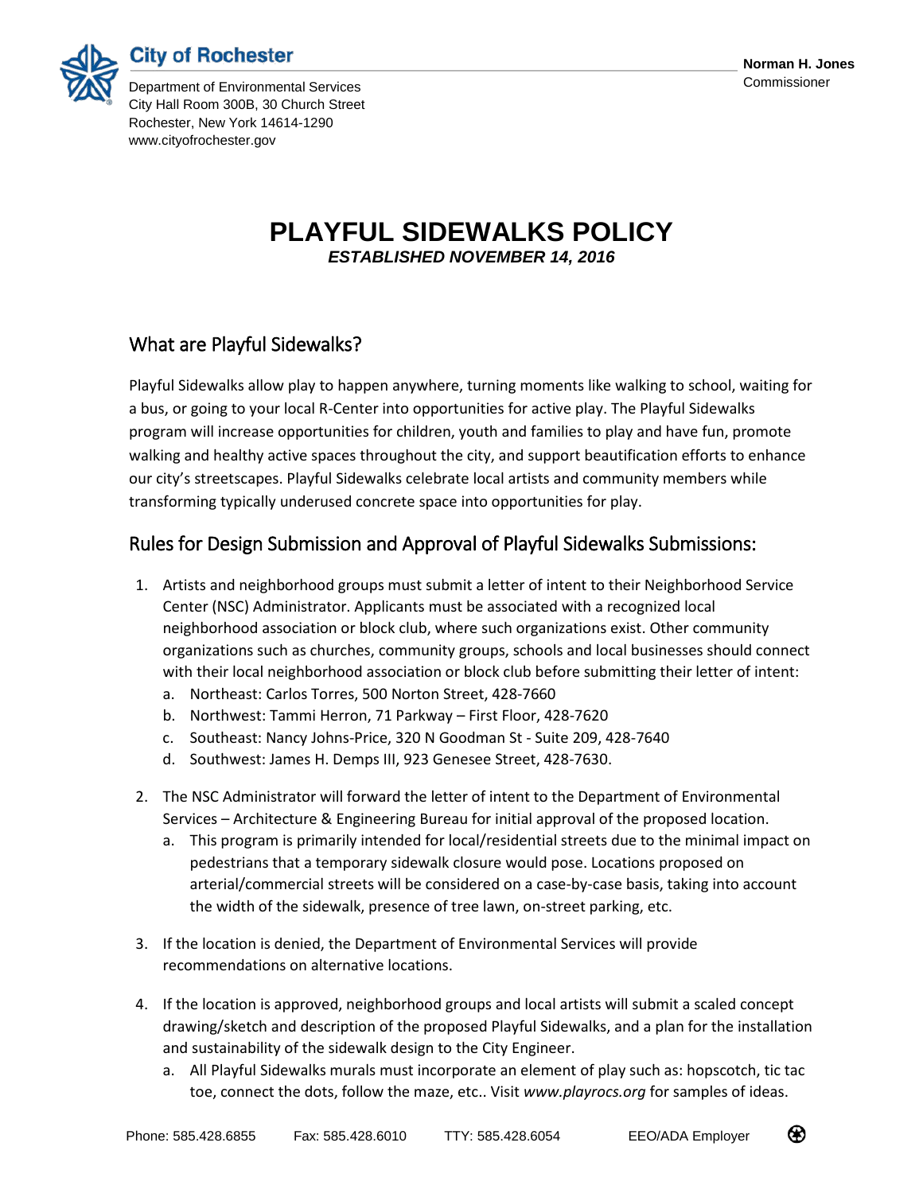City of Rochester

Department of Environmental Services
City Hall Room 300B, 30 Church Street
Rochester, New York 14614-1290
www.cityofrochester.gov

**Norman H. Jones**
Commissioner

# PLAYFUL SIDEWALKS POLICY

***ESTABLISHED NOVEMBER 14, 2016***

## What are Playful Sidewalks?

Playful Sidewalks allow play to happen anywhere, turning moments like walking to school, waiting for a bus, or going to your local R-Center into opportunities for active play. The Playful Sidewalks program will increase opportunities for children, youth and families to play and have fun, promote walking and healthy active spaces throughout the city, and support beautification efforts to enhance our city's streetscapes. Playful Sidewalks celebrate local artists and community members while transforming typically underused concrete space into opportunities for play.

## Rules for Design Submission and Approval of Playful Sidewalks Submissions:

1. Artists and neighborhood groups must submit a letter of intent to their Neighborhood Service Center (NSC) Administrator. Applicants must be associated with a recognized local neighborhood association or block club, where such organizations exist. Other community organizations such as churches, community groups, schools and local businesses should connect with their local neighborhood association or block club before submitting their letter of intent:
   a. Northeast: Carlos Torres, 500 Norton Street, 428-7660
   b. Northwest: Tammi Herron, 71 Parkway – First Floor, 428-7620
   c. Southeast: Nancy Johns-Price, 320 N Goodman St - Suite 209, 428-7640
   d. Southwest: James H. Demps III, 923 Genesee Street, 428-7630.

2. The NSC Administrator will forward the letter of intent to the Department of Environmental Services – Architecture & Engineering Bureau for initial approval of the proposed location.
   a. This program is primarily intended for local/residential streets due to the minimal impact on pedestrians that a temporary sidewalk closure would pose. Locations proposed on arterial/commercial streets will be considered on a case-by-case basis, taking into account the width of the sidewalk, presence of tree lawn, on-street parking, etc.

3. If the location is denied, the Department of Environmental Services will provide recommendations on alternative locations.

4. If the location is approved, neighborhood groups and local artists will submit a scaled concept drawing/sketch and description of the proposed Playful Sidewalks, and a plan for the installation and sustainability of the sidewalk design to the City Engineer.
   a. All Playful Sidewalks murals must incorporate an element of play such as: hopscotch, tic tac toe, connect the dots, follow the maze, etc.. Visit *www.playrocs.org* for samples of ideas.

Phone: 585.428.6855 Fax: 585.428.6010 TTY: 585.428.6054 EEO/ADA Employer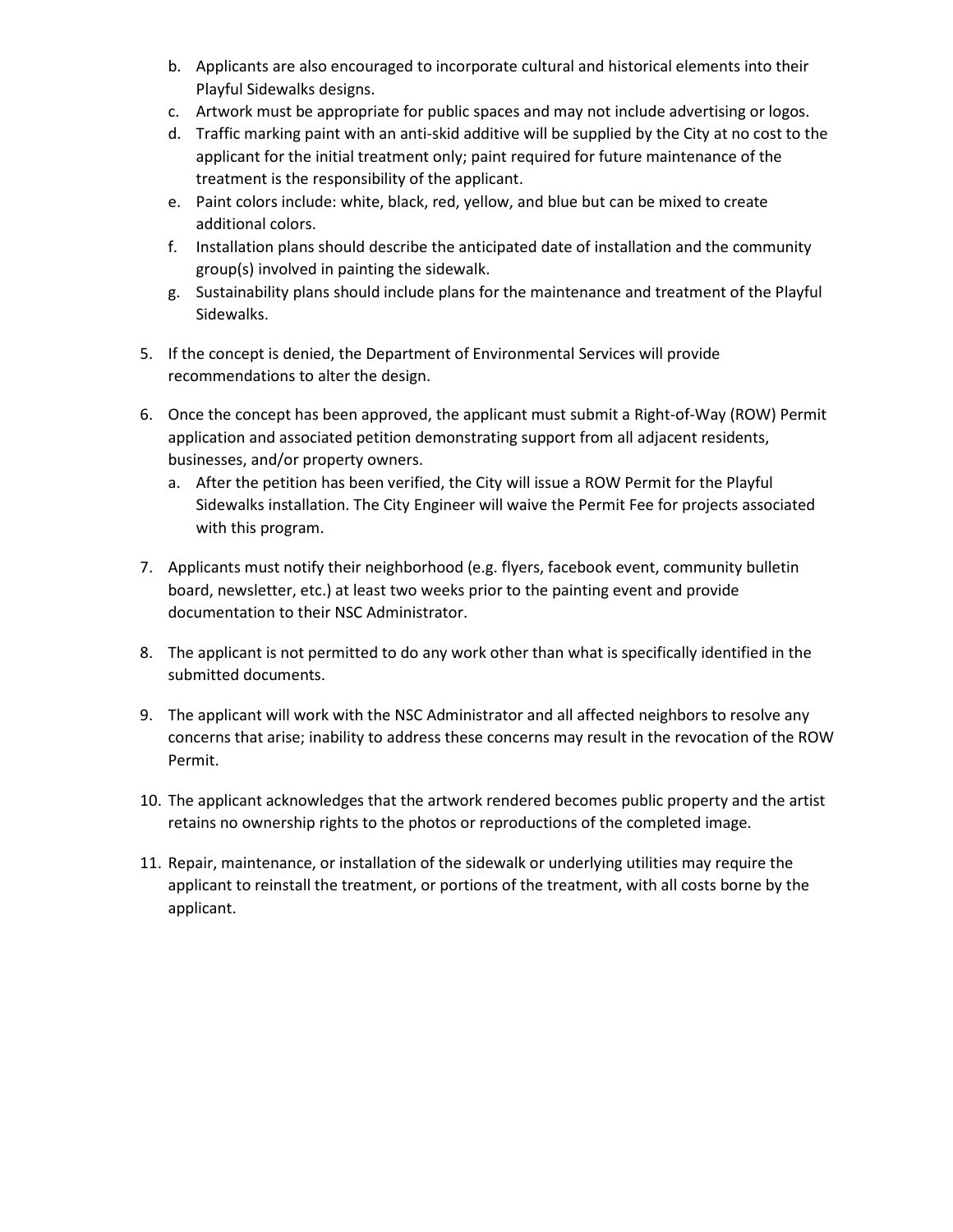b. Applicants are also encouraged to incorporate cultural and historical elements into their Playful Sidewalks designs.
   c. Artwork must be appropriate for public spaces and may not include advertising or logos.
   d. Traffic marking paint with an anti-skid additive will be supplied by the City at no cost to the applicant for the initial treatment only; paint required for future maintenance of the treatment is the responsibility of the applicant.
   e. Paint colors include: white, black, red, yellow, and blue but can be mixed to create additional colors.
   f. Installation plans should describe the anticipated date of installation and the community group(s) involved in painting the sidewalk.
   g. Sustainability plans should include plans for the maintenance and treatment of the Playful Sidewalks.

5. If the concept is denied, the Department of Environmental Services will provide recommendations to alter the design.

6. Once the concept has been approved, the applicant must submit a Right-of-Way (ROW) Permit application and associated petition demonstrating support from all adjacent residents, businesses, and/or property owners.
   a. After the petition has been verified, the City will issue a ROW Permit for the Playful Sidewalks installation. The City Engineer will waive the Permit Fee for projects associated with this program.

7. Applicants must notify their neighborhood (e.g. flyers, facebook event, community bulletin board, newsletter, etc.) at least two weeks prior to the painting event and provide documentation to their NSC Administrator.

8. The applicant is not permitted to do any work other than what is specifically identified in the submitted documents.

9. The applicant will work with the NSC Administrator and all affected neighbors to resolve any concerns that arise; inability to address these concerns may result in the revocation of the ROW Permit.

10. The applicant acknowledges that the artwork rendered becomes public property and the artist retains no ownership rights to the photos or reproductions of the completed image.

11. Repair, maintenance, or installation of the sidewalk or underlying utilities may require the applicant to reinstall the treatment, or portions of the treatment, with all costs borne by the applicant.